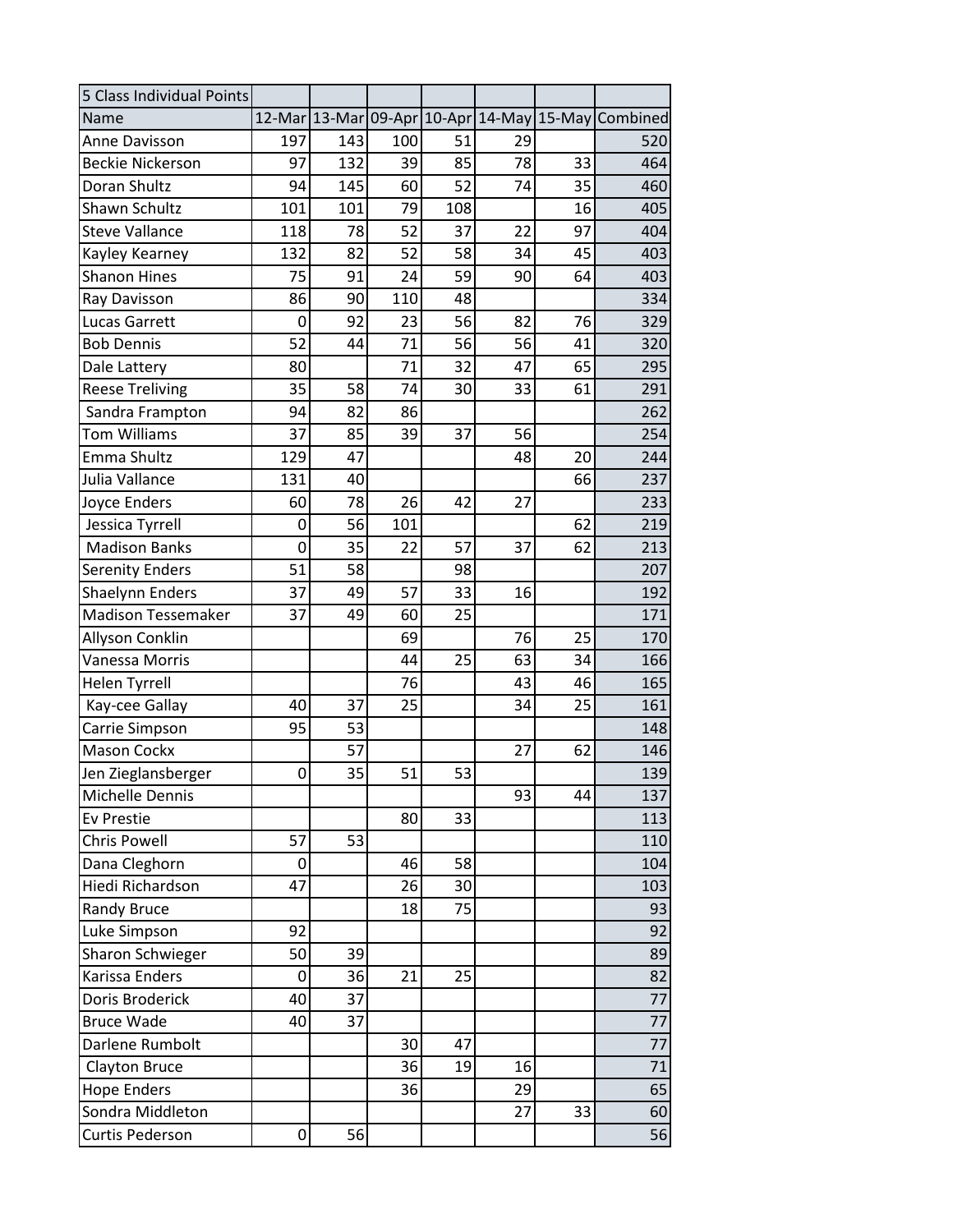| 5 Class Individual Points | | | | | | | |
|---|---|---|---|---|---|---|---|
| Name | 12-Mar | 13-Mar | 09-Apr | 10-Apr | 14-May | 15-May | Combined |
| Anne Davisson | 197 | 143 | 100 | 51 | 29 | | 520 |
| Beckie Nickerson | 97 | 132 | 39 | 85 | 78 | 33 | 464 |
| Doran Shultz | 94 | 145 | 60 | 52 | 74 | 35 | 460 |
| Shawn Schultz | 101 | 101 | 79 | 108 | | 16 | 405 |
| Steve Vallance | 118 | 78 | 52 | 37 | 22 | 97 | 404 |
| Kayley Kearney | 132 | 82 | 52 | 58 | 34 | 45 | 403 |
| Shanon Hines | 75 | 91 | 24 | 59 | 90 | 64 | 403 |
| Ray Davisson | 86 | 90 | 110 | 48 | | | 334 |
| Lucas Garrett | 0 | 92 | 23 | 56 | 82 | 76 | 329 |
| Bob Dennis | 52 | 44 | 71 | 56 | 56 | 41 | 320 |
| Dale Lattery | 80 | | 71 | 32 | 47 | 65 | 295 |
| Reese Treliving | 35 | 58 | 74 | 30 | 33 | 61 | 291 |
| Sandra Frampton | 94 | 82 | 86 | | | | 262 |
| Tom Williams | 37 | 85 | 39 | 37 | 56 | | 254 |
| Emma Shultz | 129 | 47 | | | 48 | 20 | 244 |
| Julia Vallance | 131 | 40 | | | | 66 | 237 |
| Joyce Enders | 60 | 78 | 26 | 42 | 27 | | 233 |
| Jessica Tyrrell | 0 | 56 | 101 | | | 62 | 219 |
| Madison Banks | 0 | 35 | 22 | 57 | 37 | 62 | 213 |
| Serenity Enders | 51 | 58 | | 98 | | | 207 |
| Shaelynn Enders | 37 | 49 | 57 | 33 | 16 | | 192 |
| Madison Tessemaker | 37 | 49 | 60 | 25 | | | 171 |
| Allyson Conklin | | | 69 | | 76 | 25 | 170 |
| Vanessa Morris | | | 44 | 25 | 63 | 34 | 166 |
| Helen Tyrrell | | | 76 | | 43 | 46 | 165 |
| Kay-cee Gallay | 40 | 37 | 25 | | 34 | 25 | 161 |
| Carrie Simpson | 95 | 53 | | | | | 148 |
| Mason Cockx | | 57 | | | 27 | 62 | 146 |
| Jen Zieglansberger | 0 | 35 | 51 | 53 | | | 139 |
| Michelle Dennis | | | | | 93 | 44 | 137 |
| Ev Prestie | | | 80 | 33 | | | 113 |
| Chris Powell | 57 | 53 | | | | | 110 |
| Dana Cleghorn | 0 | | 46 | 58 | | | 104 |
| Hiedi Richardson | 47 | | 26 | 30 | | | 103 |
| Randy Bruce | | | 18 | 75 | | | 93 |
| Luke Simpson | 92 | | | | | | 92 |
| Sharon Schwieger | 50 | 39 | | | | | 89 |
| Karissa Enders | 0 | 36 | 21 | 25 | | | 82 |
| Doris Broderick | 40 | 37 | | | | | 77 |
| Bruce Wade | 40 | 37 | | | | | 77 |
| Darlene Rumbolt | | | 30 | 47 | | | 77 |
| Clayton Bruce | | | 36 | 19 | 16 | | 71 |
| Hope Enders | | | 36 | | 29 | | 65 |
| Sondra Middleton | | | | | 27 | 33 | 60 |
| Curtis Pederson | 0 | 56 | | | | | 56 |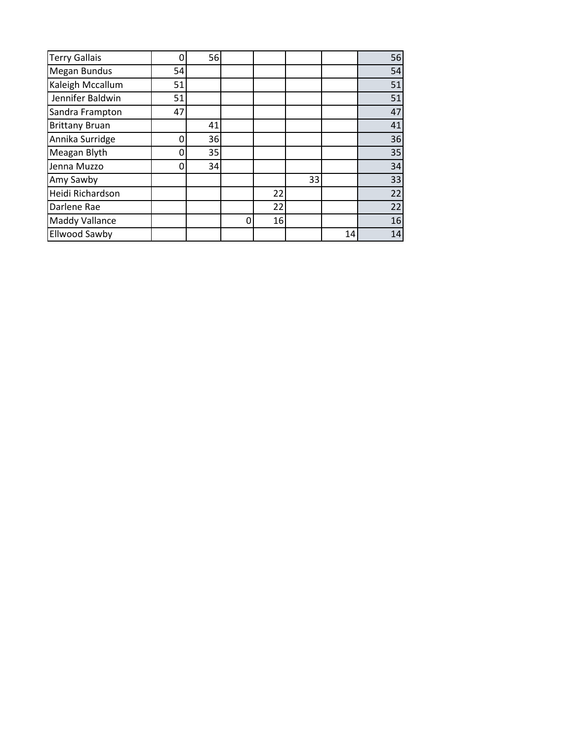| | | | | | | | |
|---|---|---|---|---|---|---|---|
| Terry Gallais | 0 | 56 | | | | | 56 |
| Megan Bundus | 54 | | | | | | 54 |
| Kaleigh Mccallum | 51 | | | | | | 51 |
| Jennifer Baldwin | 51 | | | | | | 51 |
| Sandra Frampton | 47 | | | | | | 47 |
| Brittany Bruan | | 41 | | | | | 41 |
| Annika Surridge | 0 | 36 | | | | | 36 |
| Meagan Blyth | 0 | 35 | | | | | 35 |
| Jenna Muzzo | 0 | 34 | | | | | 34 |
| Amy Sawby | | | | | 33 | | 33 |
| Heidi Richardson | | | | 22 | | | 22 |
| Darlene Rae | | | | 22 | | | 22 |
| Maddy Vallance | | | 0 | 16 | | | 16 |
| Ellwood Sawby | | | | | | 14 | 14 |